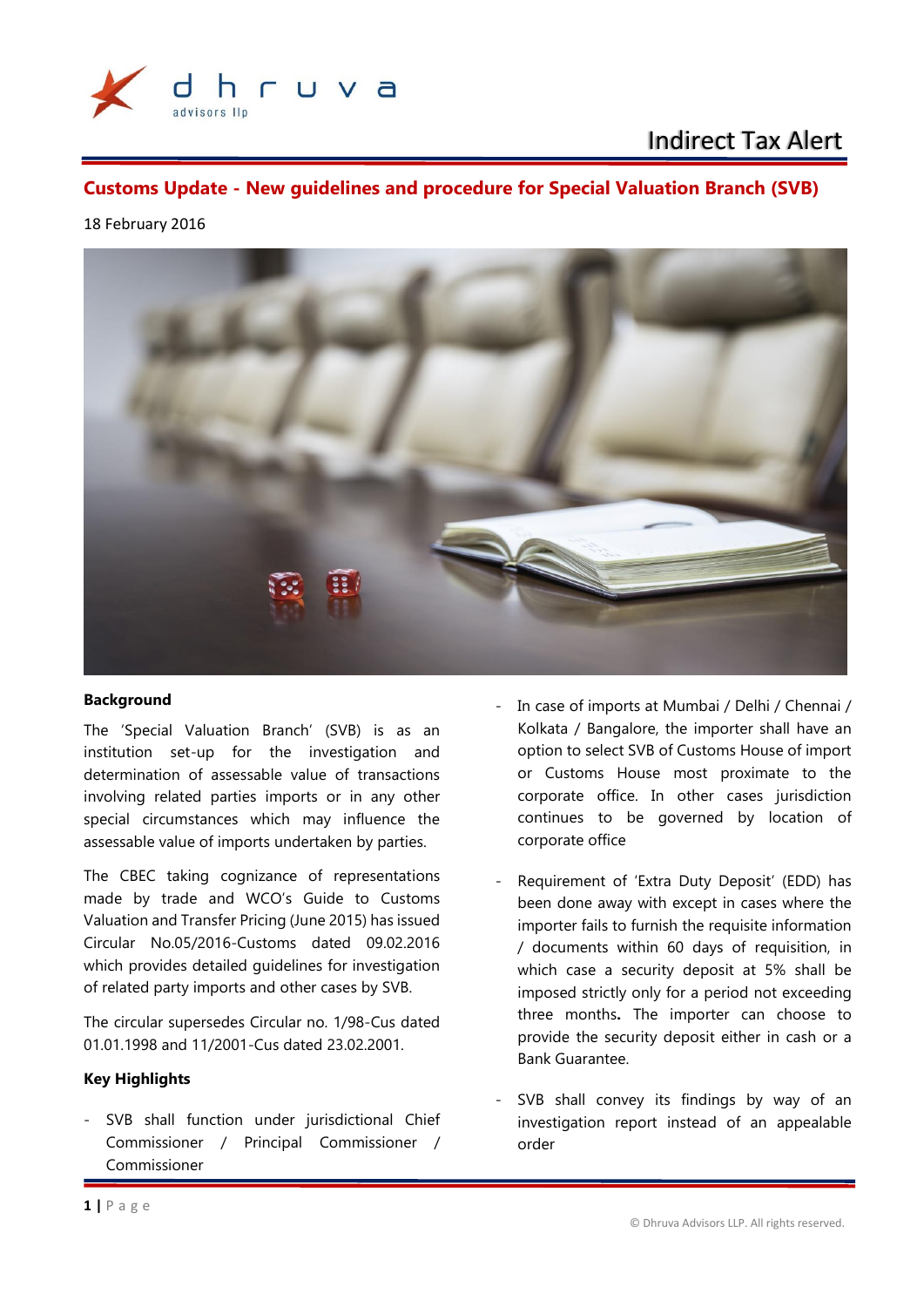# Indirect Tax Alert

## Customs Update - New guidelines and procedure for Special Valuation Branch (SVB)

18 February 2016

### Background

The 'Special Valuation Branch' (SVB) is as an institution set-up for the investigation and determination of assessable value of transactions involving related parties imports or in any other special circumstances which may influence the assessable value of imports undertaken by parties.

The CBEC taking cognizance of representations made by trade and WCO's Guide to Customs Valuation and Transfer Pricing (June 2015) has issued Circular No.05/2016-Customs dated 09.02.2016 which provides detailed guidelines for investigation of related party imports and other cases by SVB.

The circular supersedes Circular no. 1/98-Cus dated 01.01.1998 and 11/2001-Cus dated 23.02.2001.

### Key Highlights

- SVB shall function under jurisdictional Chief Commissioner / Principal Commissioner / Commissioner
- In case of imports at Mumbai / Delhi / Chennai / Kolkata / Bangalore, the importer shall have an option to select SVB of Customs House of import or Customs House most proximate to the corporate office. In other cases jurisdiction continues to be governed by location of corporate office
- Requirement of 'Extra Duty Deposit' (EDD) has been done away with except in cases where the importer fails to furnish the requisite information / documents within 60 days of requisition, in which case a security deposit at 5% shall be imposed strictly only for a period not exceeding three months**.** The importer can choose to provide the security deposit either in cash or a Bank Guarantee.
- SVB shall convey its findings by way of an investigation report instead of an appealable order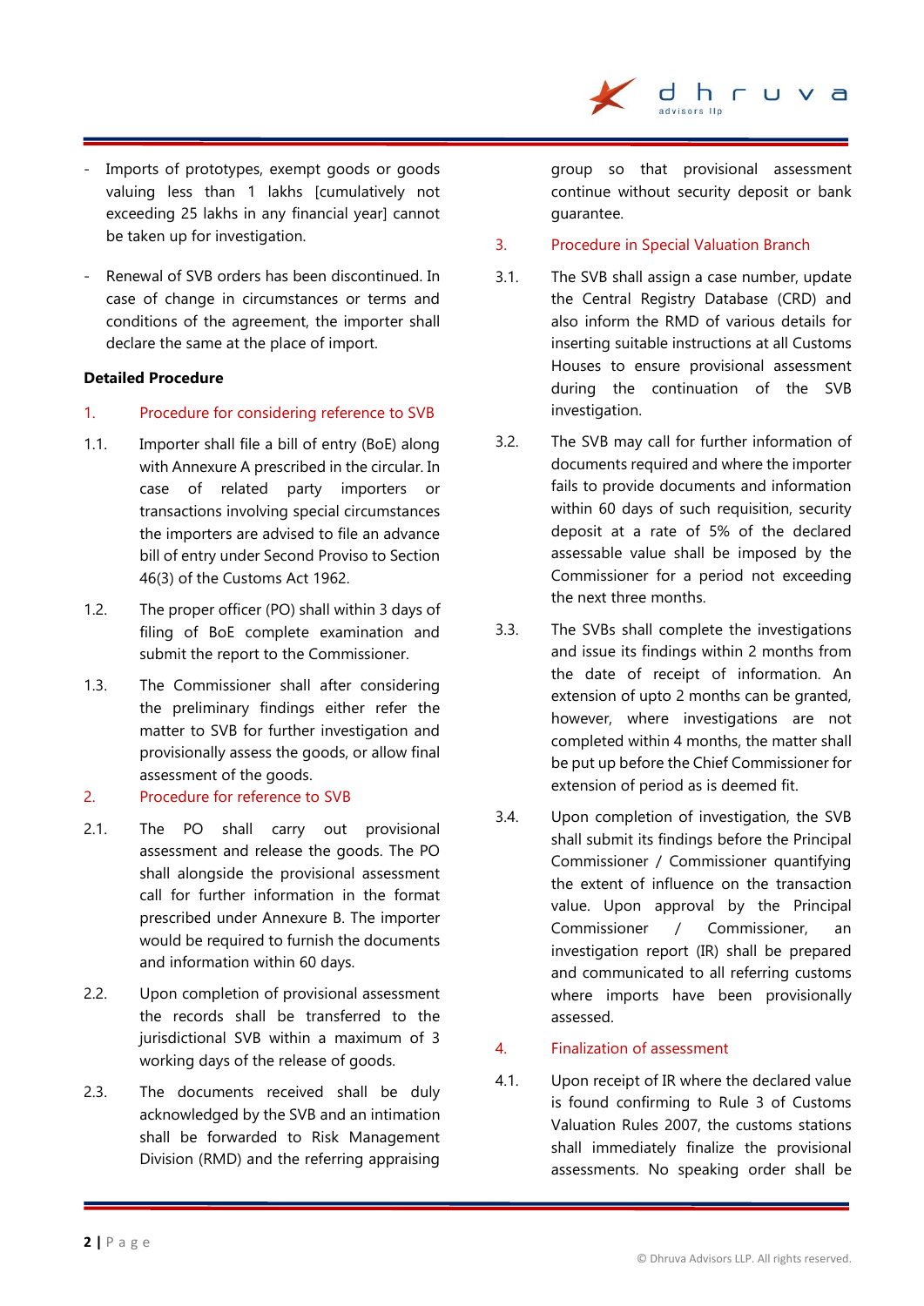- Imports of prototypes, exempt goods or goods valuing less than 1 lakhs [cumulatively not exceeding 25 lakhs in any financial year] cannot be taken up for investigation.

- Renewal of SVB orders has been discontinued. In case of change in circumstances or terms and conditions of the agreement, the importer shall declare the same at the place of import.

**Detailed Procedure**

1. Procedure for considering reference to SVB

1.1. Importer shall file a bill of entry (BoE) along with Annexure A prescribed in the circular. In case of related party importers or transactions involving special circumstances the importers are advised to file an advance bill of entry under Second Proviso to Section 46(3) of the Customs Act 1962.

1.2. The proper officer (PO) shall within 3 days of filing of BoE complete examination and submit the report to the Commissioner.

1.3. The Commissioner shall after considering the preliminary findings either refer the matter to SVB for further investigation and provisionally assess the goods, or allow final assessment of the goods.

2. Procedure for reference to SVB

2.1. The PO shall carry out provisional assessment and release the goods. The PO shall alongside the provisional assessment call for further information in the format prescribed under Annexure B. The importer would be required to furnish the documents and information within 60 days.

2.2. Upon completion of provisional assessment the records shall be transferred to the jurisdictional SVB within a maximum of 3 working days of the release of goods.

2.3. The documents received shall be duly acknowledged by the SVB and an intimation shall be forwarded to Risk Management Division (RMD) and the referring appraising group so that provisional assessment continue without security deposit or bank guarantee.

3. Procedure in Special Valuation Branch

3.1. The SVB shall assign a case number, update the Central Registry Database (CRD) and also inform the RMD of various details for inserting suitable instructions at all Customs Houses to ensure provisional assessment during the continuation of the SVB investigation.

3.2. The SVB may call for further information of documents required and where the importer fails to provide documents and information within 60 days of such requisition, security deposit at a rate of 5% of the declared assessable value shall be imposed by the Commissioner for a period not exceeding the next three months.

3.3. The SVBs shall complete the investigations and issue its findings within 2 months from the date of receipt of information. An extension of upto 2 months can be granted, however, where investigations are not completed within 4 months, the matter shall be put up before the Chief Commissioner for extension of period as is deemed fit.

3.4. Upon completion of investigation, the SVB shall submit its findings before the Principal Commissioner / Commissioner quantifying the extent of influence on the transaction value. Upon approval by the Principal Commissioner / Commissioner, an investigation report (IR) shall be prepared and communicated to all referring customs where imports have been provisionally assessed.

4. Finalization of assessment

4.1. Upon receipt of IR where the declared value is found confirming to Rule 3 of Customs Valuation Rules 2007, the customs stations shall immediately finalize the provisional assessments. No speaking order shall be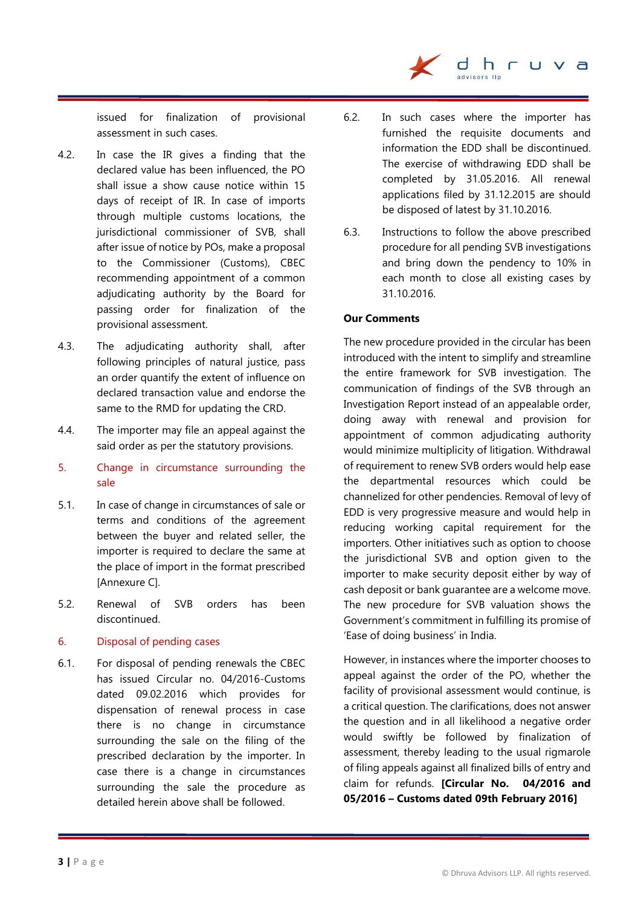issued for finalization of provisional assessment in such cases.

4.2. In case the IR gives a finding that the declared value has been influenced, the PO shall issue a show cause notice within 15 days of receipt of IR. In case of imports through multiple customs locations, the jurisdictional commissioner of SVB, shall after issue of notice by POs, make a proposal to the Commissioner (Customs), CBEC recommending appointment of a common adjudicating authority by the Board for passing order for finalization of the provisional assessment.

4.3. The adjudicating authority shall, after following principles of natural justice, pass an order quantify the extent of influence on declared transaction value and endorse the same to the RMD for updating the CRD.

4.4. The importer may file an appeal against the said order as per the statutory provisions.

### 5. Change in circumstance surrounding the sale

5.1. In case of change in circumstances of sale or terms and conditions of the agreement between the buyer and related seller, the importer is required to declare the same at the place of import in the format prescribed [Annexure C].

5.2. Renewal of SVB orders has been discontinued.

### 6. Disposal of pending cases

6.1. For disposal of pending renewals the CBEC has issued Circular no. 04/2016-Customs dated 09.02.2016 which provides for dispensation of renewal process in case there is no change in circumstance surrounding the sale on the filing of the prescribed declaration by the importer. In case there is a change in circumstances surrounding the sale the procedure as detailed herein above shall be followed.

6.2. In such cases where the importer has furnished the requisite documents and information the EDD shall be discontinued. The exercise of withdrawing EDD shall be completed by 31.05.2016. All renewal applications filed by 31.12.2015 are should be disposed of latest by 31.10.2016.

6.3. Instructions to follow the above prescribed procedure for all pending SVB investigations and bring down the pendency to 10% in each month to close all existing cases by 31.10.2016.

**Our Comments**

The new procedure provided in the circular has been introduced with the intent to simplify and streamline the entire framework for SVB investigation. The communication of findings of the SVB through an Investigation Report instead of an appealable order, doing away with renewal and provision for appointment of common adjudicating authority would minimize multiplicity of litigation. Withdrawal of requirement to renew SVB orders would help ease the departmental resources which could be channelized for other pendencies. Removal of levy of EDD is very progressive measure and would help in reducing working capital requirement for the importers. Other initiatives such as option to choose the jurisdictional SVB and option given to the importer to make security deposit either by way of cash deposit or bank guarantee are a welcome move. The new procedure for SVB valuation shows the Government's commitment in fulfilling its promise of 'Ease of doing business' in India.

However, in instances where the importer chooses to appeal against the order of the PO, whether the facility of provisional assessment would continue, is a critical question. The clarifications, does not answer the question and in all likelihood a negative order would swiftly be followed by finalization of assessment, thereby leading to the usual rigmarole of filing appeals against all finalized bills of entry and claim for refunds. **[Circular No. 04/2016 and 05/2016 – Customs dated 09th February 2016]**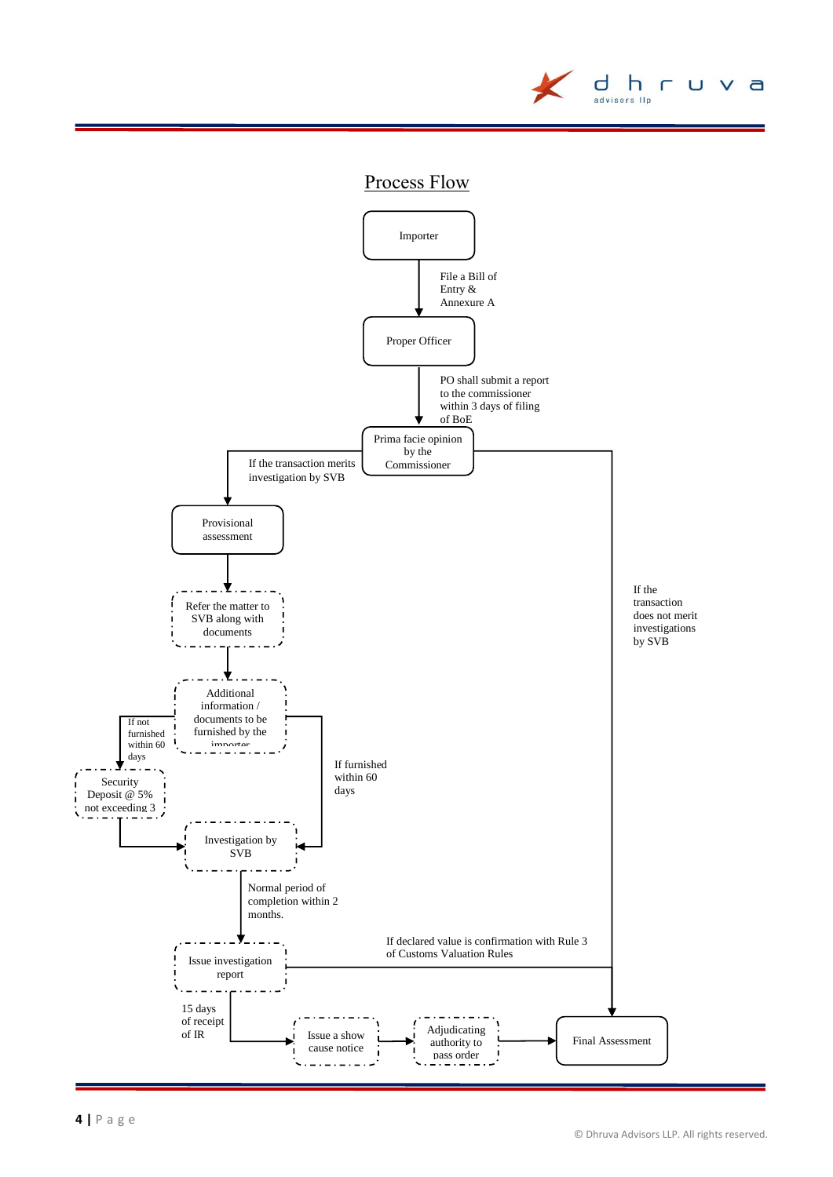# Process Flow

Importer

File a Bill of Entry & Annexure A

Proper Officer

PO shall submit a report to the commissioner within 3 days of filing of BoE

Prima facie opinion by the Commissioner

If the transaction merits investigation by SVB

Provisional assessment

Refer the matter to SVB along with documents

Additional information / documents to be furnished by the importer

If not furnished within 60 days

Security Deposit @ 5% not exceeding 3

If furnished within 60 days

Investigation by SVB

Normal period of completion within 2 months.

Issue investigation report

If declared value is confirmation with Rule 3 of Customs Valuation Rules

If the transaction does not merit investigations by SVB

15 days of receipt of IR

Issue a show cause notice

Adjudicating authority to pass order

Final Assessment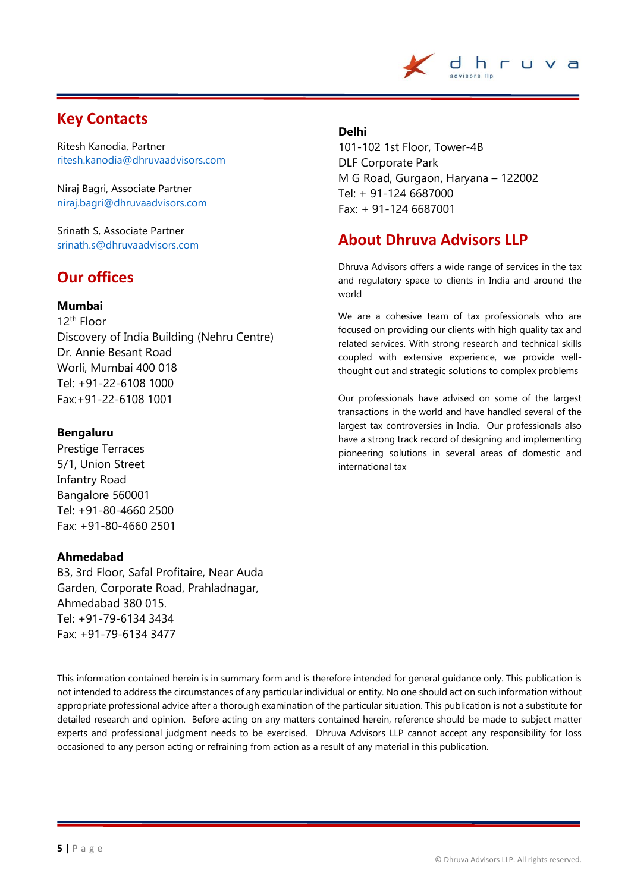## Key Contacts

Ritesh Kanodia, Partner
ritesh.kanodia@dhruvaadvisors.com

Niraj Bagri, Associate Partner
niraj.bagri@dhruvaadvisors.com

Srinath S, Associate Partner
srinath.s@dhruvaadvisors.com

## Our offices

**Mumbai**
12th Floor
Discovery of India Building (Nehru Centre)
Dr. Annie Besant Road
Worli, Mumbai 400 018
Tel: +91-22-6108 1000
Fax:+91-22-6108 1001

**Bengaluru**
Prestige Terraces
5/1, Union Street
Infantry Road
Bangalore 560001
Tel: +91-80-4660 2500
Fax: +91-80-4660 2501

**Ahmedabad**
B3, 3rd Floor, Safal Profitaire, Near Auda Garden, Corporate Road, Prahladnagar, Ahmedabad 380 015.
Tel: +91-79-6134 3434
Fax: +91-79-6134 3477

**Delhi**
101-102 1st Floor, Tower-4B
DLF Corporate Park
M G Road, Gurgaon, Haryana – 122002
Tel: + 91-124 6687000
Fax: + 91-124 6687001

## About Dhruva Advisors LLP

Dhruva Advisors offers a wide range of services in the tax and regulatory space to clients in India and around the world

We are a cohesive team of tax professionals who are focused on providing our clients with high quality tax and related services. With strong research and technical skills coupled with extensive experience, we provide well-thought out and strategic solutions to complex problems

Our professionals have advised on some of the largest transactions in the world and have handled several of the largest tax controversies in India. Our professionals also have a strong track record of designing and implementing pioneering solutions in several areas of domestic and international tax

This information contained herein is in summary form and is therefore intended for general guidance only. This publication is not intended to address the circumstances of any particular individual or entity. No one should act on such information without appropriate professional advice after a thorough examination of the particular situation. This publication is not a substitute for detailed research and opinion. Before acting on any matters contained herein, reference should be made to subject matter experts and professional judgment needs to be exercised. Dhruva Advisors LLP cannot accept any responsibility for loss occasioned to any person acting or refraining from action as a result of any material in this publication.